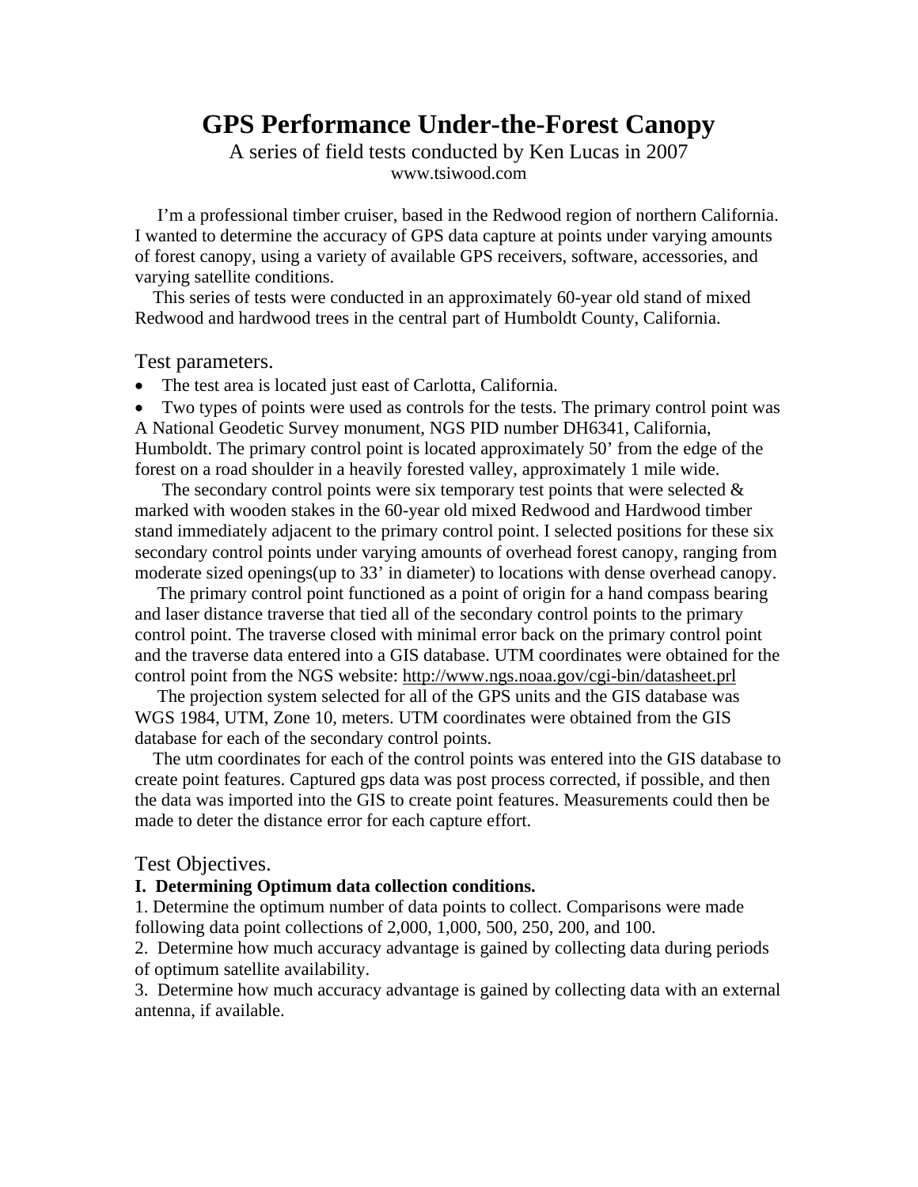# GPS Performance Under-the-Forest Canopy

A series of field tests conducted by Ken Lucas in 2007
www.tsiwood.com

I'm a professional timber cruiser, based in the Redwood region of northern California. I wanted to determine the accuracy of GPS data capture at points under varying amounts of forest canopy, using a variety of available GPS receivers, software, accessories, and varying satellite conditions.

This series of tests were conducted in an approximately 60-year old stand of mixed Redwood and hardwood trees in the central part of Humboldt County, California.

## Test parameters.

- The test area is located just east of Carlotta, California.
- Two types of points were used as controls for the tests. The primary control point was A National Geodetic Survey monument, NGS PID number DH6341, California, Humboldt. The primary control point is located approximately 50' from the edge of the forest on a road shoulder in a heavily forested valley, approximately 1 mile wide.

The secondary control points were six temporary test points that were selected & marked with wooden stakes in the 60-year old mixed Redwood and Hardwood timber stand immediately adjacent to the primary control point. I selected positions for these six secondary control points under varying amounts of overhead forest canopy, ranging from moderate sized openings(up to 33' in diameter) to locations with dense overhead canopy.

The primary control point functioned as a point of origin for a hand compass bearing and laser distance traverse that tied all of the secondary control points to the primary control point. The traverse closed with minimal error back on the primary control point and the traverse data entered into a GIS database. UTM coordinates were obtained for the control point from the NGS website: http://www.ngs.noaa.gov/cgi-bin/datasheet.prl

The projection system selected for all of the GPS units and the GIS database was WGS 1984, UTM, Zone 10, meters. UTM coordinates were obtained from the GIS database for each of the secondary control points.

The utm coordinates for each of the control points was entered into the GIS database to create point features. Captured gps data was post process corrected, if possible, and then the data was imported into the GIS to create point features. Measurements could then be made to deter the distance error for each capture effort.

## Test Objectives.

**I. Determining Optimum data collection conditions.**

1. Determine the optimum number of data points to collect. Comparisons were made following data point collections of 2,000, 1,000, 500, 250, 200, and 100.
2. Determine how much accuracy advantage is gained by collecting data during periods of optimum satellite availability.
3. Determine how much accuracy advantage is gained by collecting data with an external antenna, if available.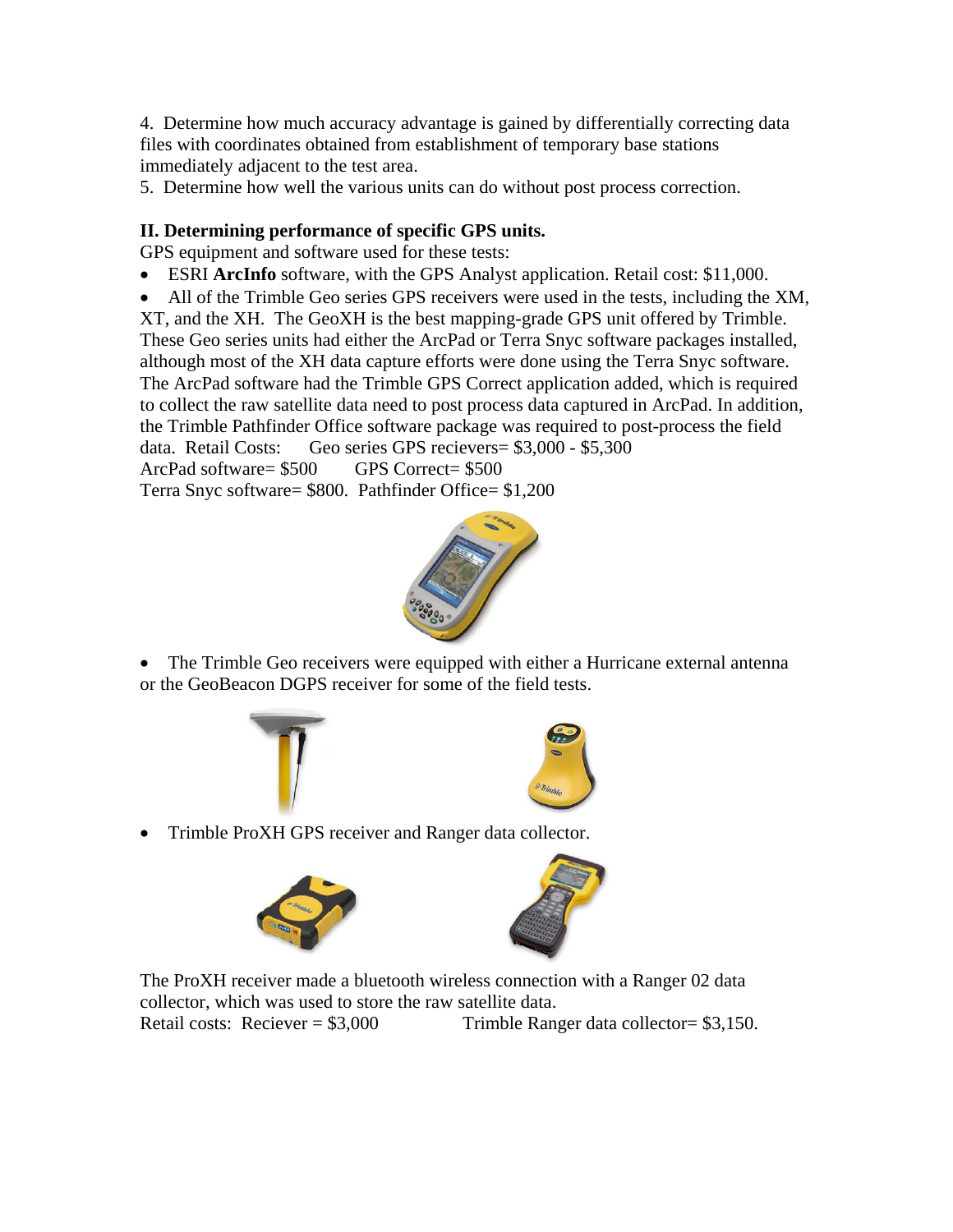4. Determine how much accuracy advantage is gained by differentially correcting data files with coordinates obtained from establishment of temporary base stations immediately adjacent to the test area.
5. Determine how well the various units can do without post process correction.

**II. Determining performance of specific GPS units.**

GPS equipment and software used for these tests:

- ESRI **ArcInfo** software, with the GPS Analyst application. Retail cost: $11,000.
- All of the Trimble Geo series GPS receivers were used in the tests, including the XM, XT, and the XH. The GeoXH is the best mapping-grade GPS unit offered by Trimble. These Geo series units had either the ArcPad or Terra Snyc software packages installed, although most of the XH data capture efforts were done using the Terra Snyc software. The ArcPad software had the Trimble GPS Correct application added, which is required to collect the raw satellite data need to post process data captured in ArcPad. In addition, the Trimble Pathfinder Office software package was required to post-process the field data. Retail Costs: Geo series GPS recievers= $3,000 - $5,300
ArcPad software= $500 GPS Correct= $500
Terra Snyc software= $800. Pathfinder Office= $1,200

- The Trimble Geo receivers were equipped with either a Hurricane external antenna or the GeoBeacon DGPS receiver for some of the field tests.

- Trimble ProXH GPS receiver and Ranger data collector.

The ProXH receiver made a bluetooth wireless connection with a Ranger 02 data collector, which was used to store the raw satellite data.
Retail costs: Reciever = $3,000 Trimble Ranger data collector= $3,150.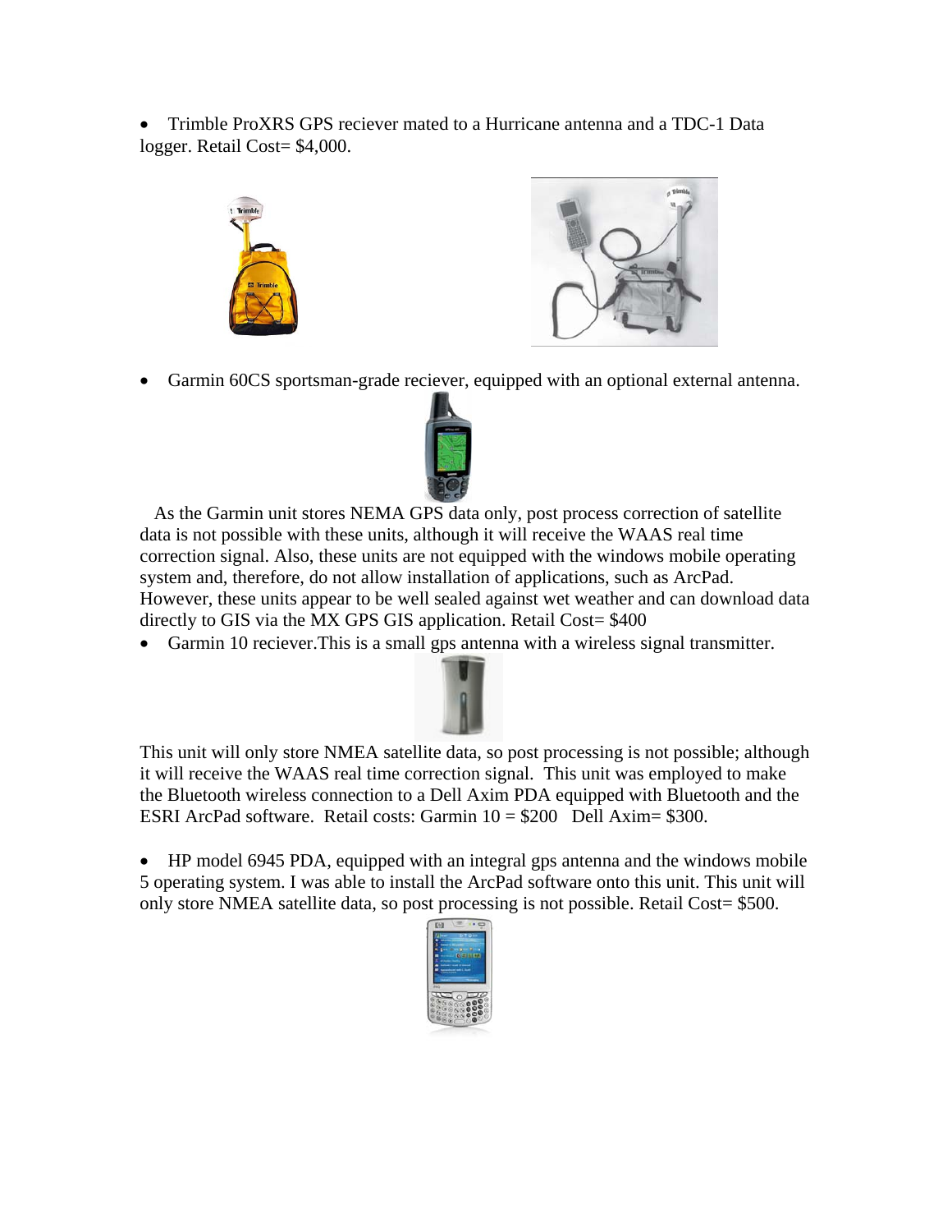- Trimble ProXRS GPS reciever mated to a Hurricane antenna and a TDC-1 Data logger. Retail Cost= $4,000.

- Garmin 60CS sportsman-grade reciever, equipped with an optional external antenna.

As the Garmin unit stores NEMA GPS data only, post process correction of satellite data is not possible with these units, although it will receive the WAAS real time correction signal. Also, these units are not equipped with the windows mobile operating system and, therefore, do not allow installation of applications, such as ArcPad. However, these units appear to be well sealed against wet weather and can download data directly to GIS via the MX GPS GIS application. Retail Cost= $400

- Garmin 10 reciever.This is a small gps antenna with a wireless signal transmitter.

This unit will only store NMEA satellite data, so post processing is not possible; although it will receive the WAAS real time correction signal. This unit was employed to make the Bluetooth wireless connection to a Dell Axim PDA equipped with Bluetooth and the ESRI ArcPad software. Retail costs: Garmin 10 = $200 Dell Axim= $300.

- HP model 6945 PDA, equipped with an integral gps antenna and the windows mobile 5 operating system. I was able to install the ArcPad software onto this unit. This unit will only store NMEA satellite data, so post processing is not possible. Retail Cost= $500.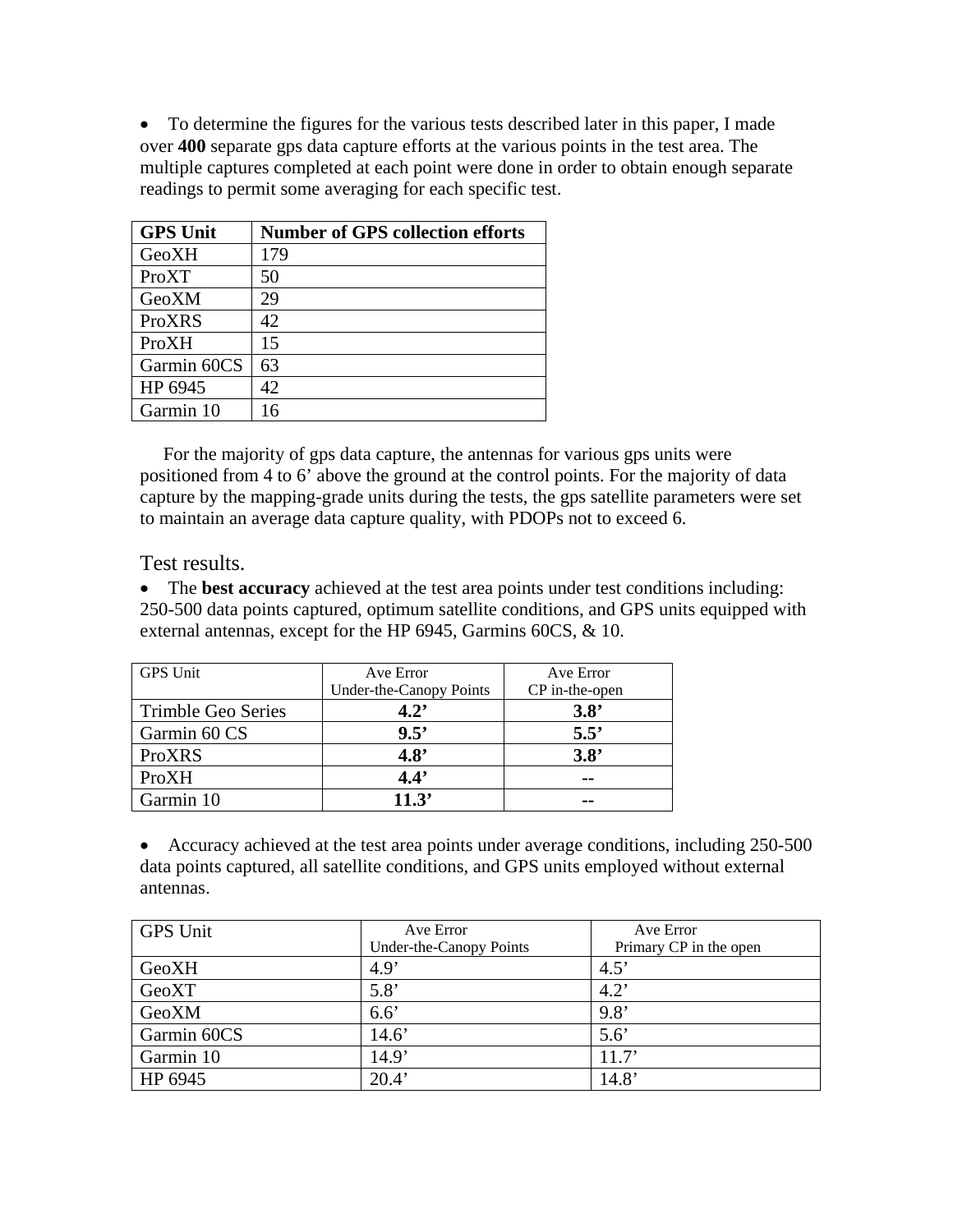- To determine the figures for the various tests described later in this paper, I made over **400** separate gps data capture efforts at the various points in the test area. The multiple captures completed at each point were done in order to obtain enough separate readings to permit some averaging for each specific test.

| **GPS Unit** | **Number of GPS collection efforts** |
|---|---|
| GeoXH | 179 |
| ProXT | 50 |
| GeoXM | 29 |
| ProXRS | 42 |
| ProXH | 15 |
| Garmin 60CS | 63 |
| HP 6945 | 42 |
| Garmin 10 | 16 |

For the majority of gps data capture, the antennas for various gps units were positioned from 4 to 6' above the ground at the control points. For the majority of data capture by the mapping-grade units during the tests, the gps satellite parameters were set to maintain an average data capture quality, with PDOPs not to exceed 6.

## Test results.

- The **best accuracy** achieved at the test area points under test conditions including: 250-500 data points captured, optimum satellite conditions, and GPS units equipped with external antennas, except for the HP 6945, Garmins 60CS, & 10.

| GPS Unit | Ave Error Under-the-Canopy Points | Ave Error CP in-the-open |
|---|---|---|
| Trimble Geo Series | **4.2'** | **3.8'** |
| Garmin 60 CS | **9.5'** | **5.5'** |
| ProXRS | **4.8'** | **3.8'** |
| ProXH | **4.4'** | **--** |
| Garmin 10 | **11.3'** | **--** |

- Accuracy achieved at the test area points under average conditions, including 250-500 data points captured, all satellite conditions, and GPS units employed without external antennas.

| GPS Unit | Ave Error Under-the-Canopy Points | Ave Error Primary CP in the open |
|---|---|---|
| GeoXH | 4.9' | 4.5' |
| GeoXT | 5.8' | 4.2' |
| GeoXM | 6.6' | 9.8' |
| Garmin 60CS | 14.6' | 5.6' |
| Garmin 10 | 14.9' | 11.7' |
| HP 6945 | 20.4' | 14.8' |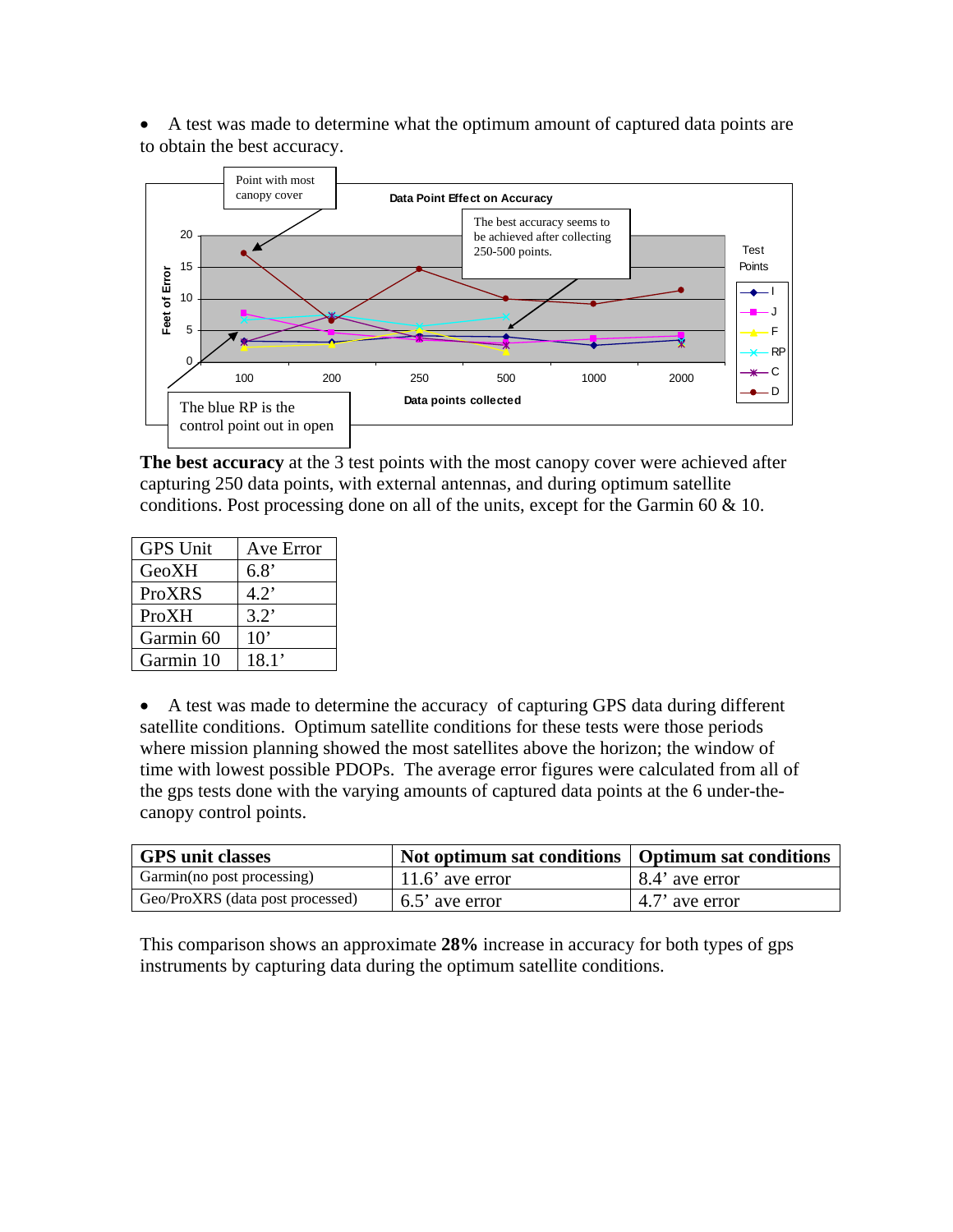- A test was made to determine what the optimum amount of captured data points are to obtain the best accuracy.

**The best accuracy** at the 3 test points with the most canopy cover were achieved after capturing 250 data points, with external antennas, and during optimum satellite conditions. Post processing done on all of the units, except for the Garmin 60 & 10.

| GPS Unit | Ave Error |
|---|---|
| GeoXH | 6.8’ |
| ProXRS | 4.2’ |
| ProXH | 3.2’ |
| Garmin 60 | 10’ |
| Garmin 10 | 18.1’ |

- A test was made to determine the accuracy of capturing GPS data during different satellite conditions. Optimum satellite conditions for these tests were those periods where mission planning showed the most satellites above the horizon; the window of time with lowest possible PDOPs. The average error figures were calculated from all of the gps tests done with the varying amounts of captured data points at the 6 under-the-canopy control points.

| GPS unit classes | Not optimum sat conditions | Optimum sat conditions |
|---|---|---|
| Garmin(no post processing) | 11.6’ ave error | 8.4’ ave error |
| Geo/ProXRS (data post processed) | 6.5’ ave error | 4.7’ ave error |

This comparison shows an approximate **28%** increase in accuracy for both types of gps instruments by capturing data during the optimum satellite conditions.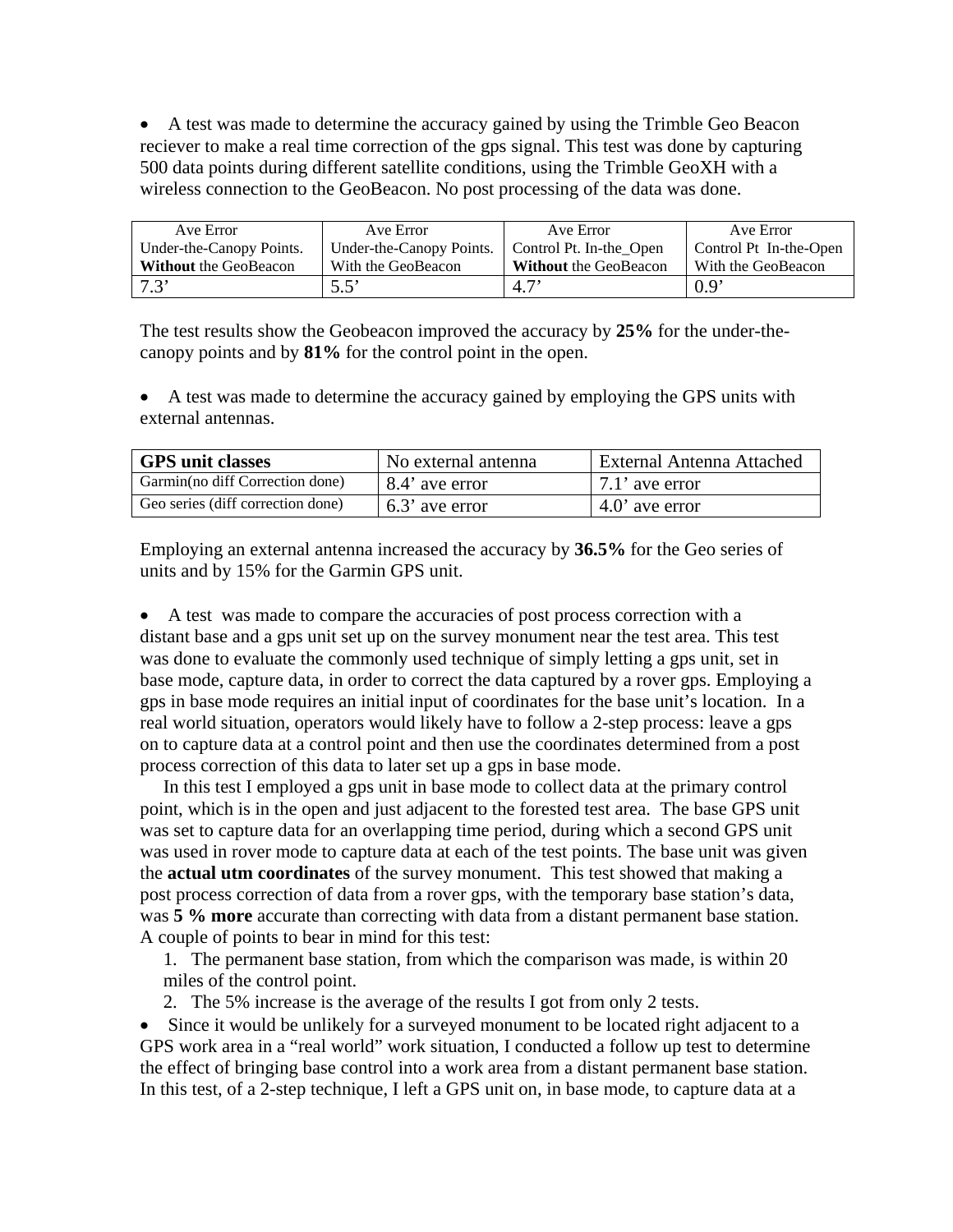- A test was made to determine the accuracy gained by using the Trimble Geo Beacon reciever to make a real time correction of the gps signal. This test was done by capturing 500 data points during different satellite conditions, using the Trimble GeoXH with a wireless connection to the GeoBeacon. No post processing of the data was done.

| Ave Error Under-the-Canopy Points. **Without** the GeoBeacon | Ave Error Under-the-Canopy Points. With the GeoBeacon | Ave Error Control Pt. In-the_Open **Without** the GeoBeacon | Ave Error Control Pt In-the-Open With the GeoBeacon |
|---|---|---|---|
| 7.3' | 5.5' | 4.7' | 0.9' |

The test results show the Geobeacon improved the accuracy by **25%** for the under-the-canopy points and by **81%** for the control point in the open.

- A test was made to determine the accuracy gained by employing the GPS units with external antennas.

| **GPS unit classes** | No external antenna | External Antenna Attached |
|---|---|---|
| Garmin(no diff Correction done) | 8.4' ave error | 7.1' ave error |
| Geo series (diff correction done) | 6.3' ave error | 4.0' ave error |

Employing an external antenna increased the accuracy by **36.5%** for the Geo series of units and by 15% for the Garmin GPS unit.

- A test was made to compare the accuracies of post process correction with a distant base and a gps unit set up on the survey monument near the test area. This test was done to evaluate the commonly used technique of simply letting a gps unit, set in base mode, capture data, in order to correct the data captured by a rover gps. Employing a gps in base mode requires an initial input of coordinates for the base unit's location. In a real world situation, operators would likely have to follow a 2-step process: leave a gps on to capture data at a control point and then use the coordinates determined from a post process correction of this data to later set up a gps in base mode.

  In this test I employed a gps unit in base mode to collect data at the primary control point, which is in the open and just adjacent to the forested test area. The base GPS unit was set to capture data for an overlapping time period, during which a second GPS unit was used in rover mode to capture data at each of the test points. The base unit was given the **actual utm coordinates** of the survey monument. This test showed that making a post process correction of data from a rover gps, with the temporary base station's data, was **5 % more** accurate than correcting with data from a distant permanent base station. A couple of points to bear in mind for this test:

  1. The permanent base station, from which the comparison was made, is within 20 miles of the control point.
  2. The 5% increase is the average of the results I got from only 2 tests.

- Since it would be unlikely for a surveyed monument to be located right adjacent to a GPS work area in a "real world" work situation, I conducted a follow up test to determine the effect of bringing base control into a work area from a distant permanent base station. In this test, of a 2-step technique, I left a GPS unit on, in base mode, to capture data at a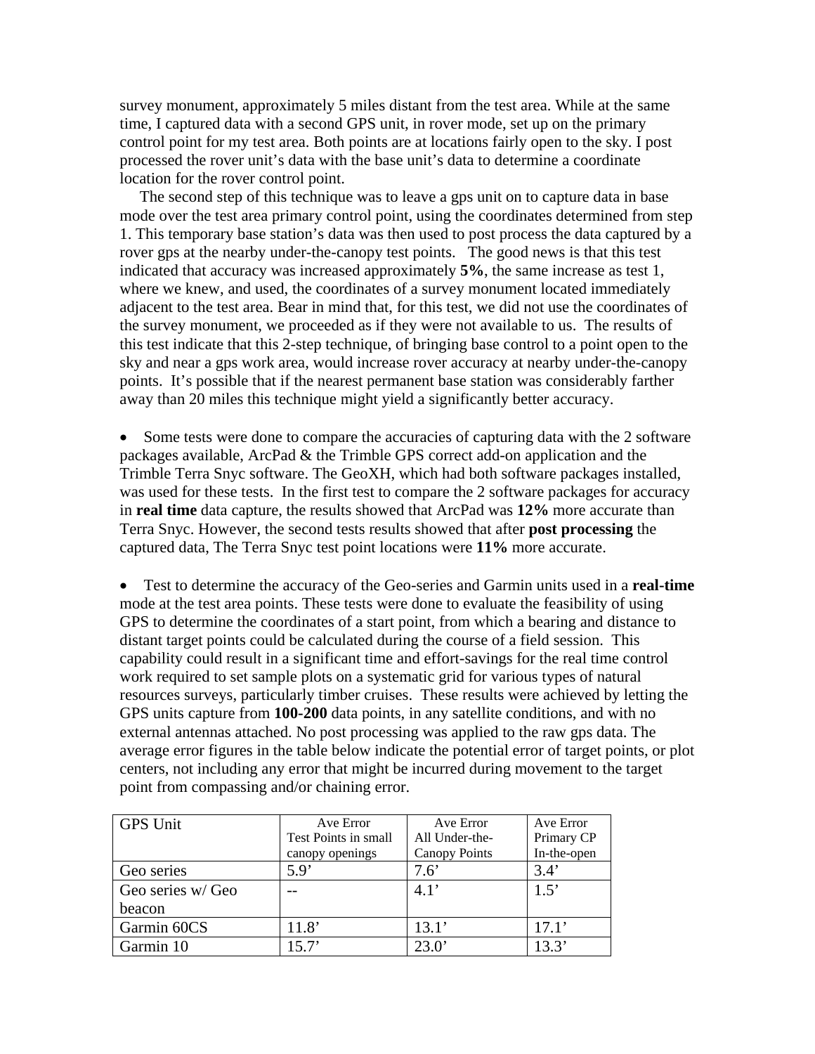survey monument, approximately 5 miles distant from the test area. While at the same time, I captured data with a second GPS unit, in rover mode, set up on the primary control point for my test area. Both points are at locations fairly open to the sky. I post processed the rover unit's data with the base unit's data to determine a coordinate location for the rover control point.

The second step of this technique was to leave a gps unit on to capture data in base mode over the test area primary control point, using the coordinates determined from step 1. This temporary base station's data was then used to post process the data captured by a rover gps at the nearby under-the-canopy test points. The good news is that this test indicated that accuracy was increased approximately **5%**, the same increase as test 1, where we knew, and used, the coordinates of a survey monument located immediately adjacent to the test area. Bear in mind that, for this test, we did not use the coordinates of the survey monument, we proceeded as if they were not available to us. The results of this test indicate that this 2-step technique, of bringing base control to a point open to the sky and near a gps work area, would increase rover accuracy at nearby under-the-canopy points. It's possible that if the nearest permanent base station was considerably farther away than 20 miles this technique might yield a significantly better accuracy.

- Some tests were done to compare the accuracies of capturing data with the 2 software packages available, ArcPad & the Trimble GPS correct add-on application and the Trimble Terra Snyc software. The GeoXH, which had both software packages installed, was used for these tests. In the first test to compare the 2 software packages for accuracy in **real time** data capture, the results showed that ArcPad was **12%** more accurate than Terra Snyc. However, the second tests results showed that after **post processing** the captured data, The Terra Snyc test point locations were **11%** more accurate.

- Test to determine the accuracy of the Geo-series and Garmin units used in a **real-time** mode at the test area points. These tests were done to evaluate the feasibility of using GPS to determine the coordinates of a start point, from which a bearing and distance to distant target points could be calculated during the course of a field session. This capability could result in a significant time and effort-savings for the real time control work required to set sample plots on a systematic grid for various types of natural resources surveys, particularly timber cruises. These results were achieved by letting the GPS units capture from **100-200** data points, in any satellite conditions, and with no external antennas attached. No post processing was applied to the raw gps data. The average error figures in the table below indicate the potential error of target points, or plot centers, not including any error that might be incurred during movement to the target point from compassing and/or chaining error.

| GPS Unit | Ave Error Test Points in small canopy openings | Ave Error All Under-the-Canopy Points | Ave Error Primary CP In-the-open |
|---|---|---|---|
| Geo series | 5.9' | 7.6' | 3.4' |
| Geo series w/ Geo beacon | -- | 4.1' | 1.5' |
| Garmin 60CS | 11.8' | 13.1' | 17.1' |
| Garmin 10 | 15.7' | 23.0' | 13.3' |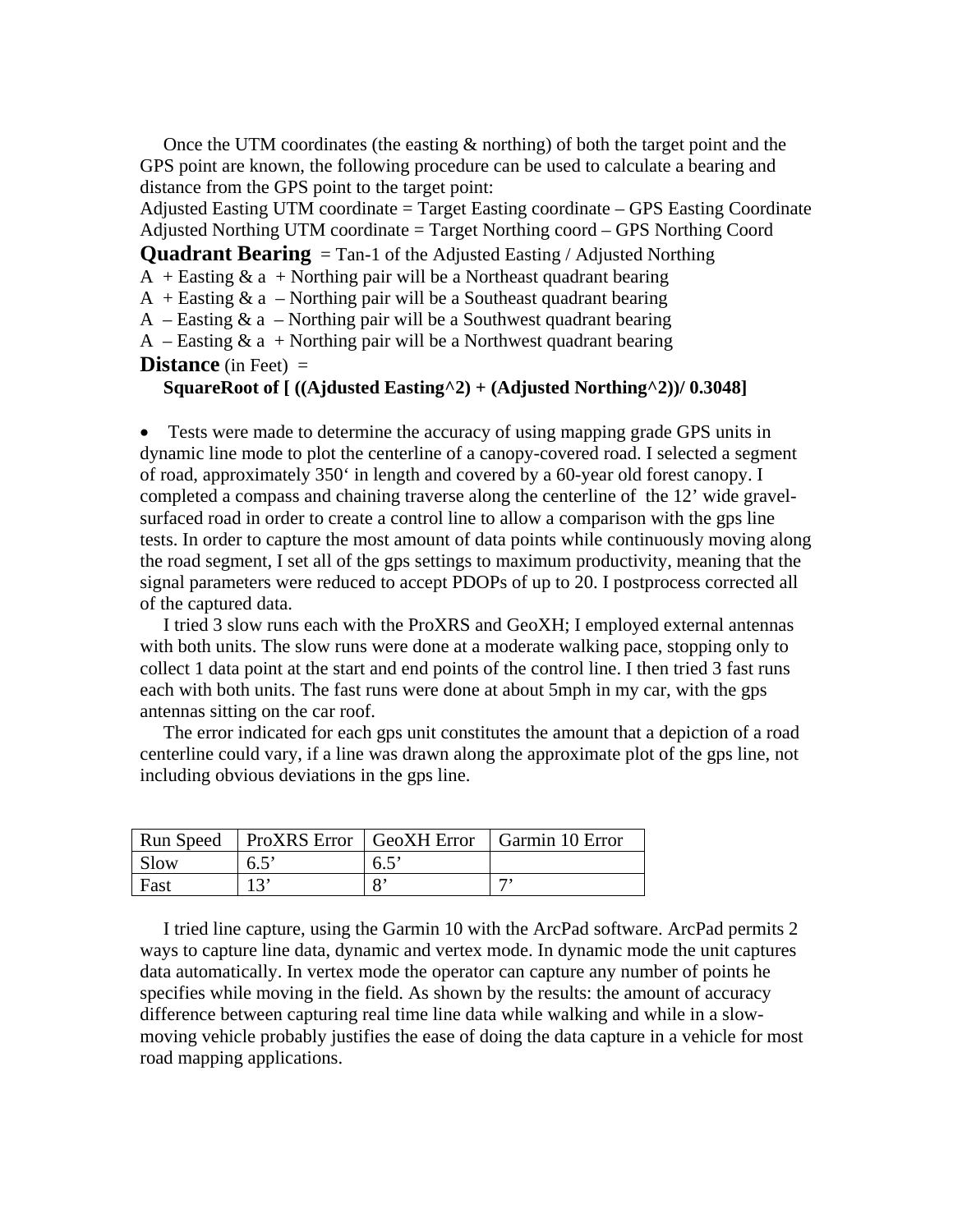Once the UTM coordinates (the easting & northing) of both the target point and the GPS point are known, the following procedure can be used to calculate a bearing and distance from the GPS point to the target point:

Adjusted Easting UTM coordinate = Target Easting coordinate – GPS Easting Coordinate
Adjusted Northing UTM coordinate = Target Northing coord – GPS Northing Coord

**Quadrant Bearing** = Tan-1 of the Adjusted Easting / Adjusted Northing

A + Easting & a + Northing pair will be a Northeast quadrant bearing
A + Easting & a – Northing pair will be a Southeast quadrant bearing
A – Easting & a – Northing pair will be a Southwest quadrant bearing
A – Easting & a + Northing pair will be a Northwest quadrant bearing

**Distance** (in Feet) =
**SquareRoot of [ ((Ajdusted Easting^2) + (Adjusted Northing^2))/ 0.3048]**

- Tests were made to determine the accuracy of using mapping grade GPS units in dynamic line mode to plot the centerline of a canopy-covered road. I selected a segment of road, approximately 350‘ in length and covered by a 60-year old forest canopy. I completed a compass and chaining traverse along the centerline of the 12' wide gravel-surfaced road in order to create a control line to allow a comparison with the gps line tests. In order to capture the most amount of data points while continuously moving along the road segment, I set all of the gps settings to maximum productivity, meaning that the signal parameters were reduced to accept PDOPs of up to 20. I postprocess corrected all of the captured data.

I tried 3 slow runs each with the ProXRS and GeoXH; I employed external antennas with both units. The slow runs were done at a moderate walking pace, stopping only to collect 1 data point at the start and end points of the control line. I then tried 3 fast runs each with both units. The fast runs were done at about 5mph in my car, with the gps antennas sitting on the car roof.

The error indicated for each gps unit constitutes the amount that a depiction of a road centerline could vary, if a line was drawn along the approximate plot of the gps line, not including obvious deviations in the gps line.

| Run Speed | ProXRS Error | GeoXH Error | Garmin 10 Error |
|---|---|---|---|
| Slow | 6.5' | 6.5' | |
| Fast | 13' | 8' | 7' |

I tried line capture, using the Garmin 10 with the ArcPad software. ArcPad permits 2 ways to capture line data, dynamic and vertex mode. In dynamic mode the unit captures data automatically. In vertex mode the operator can capture any number of points he specifies while moving in the field. As shown by the results: the amount of accuracy difference between capturing real time line data while walking and while in a slow-moving vehicle probably justifies the ease of doing the data capture in a vehicle for most road mapping applications.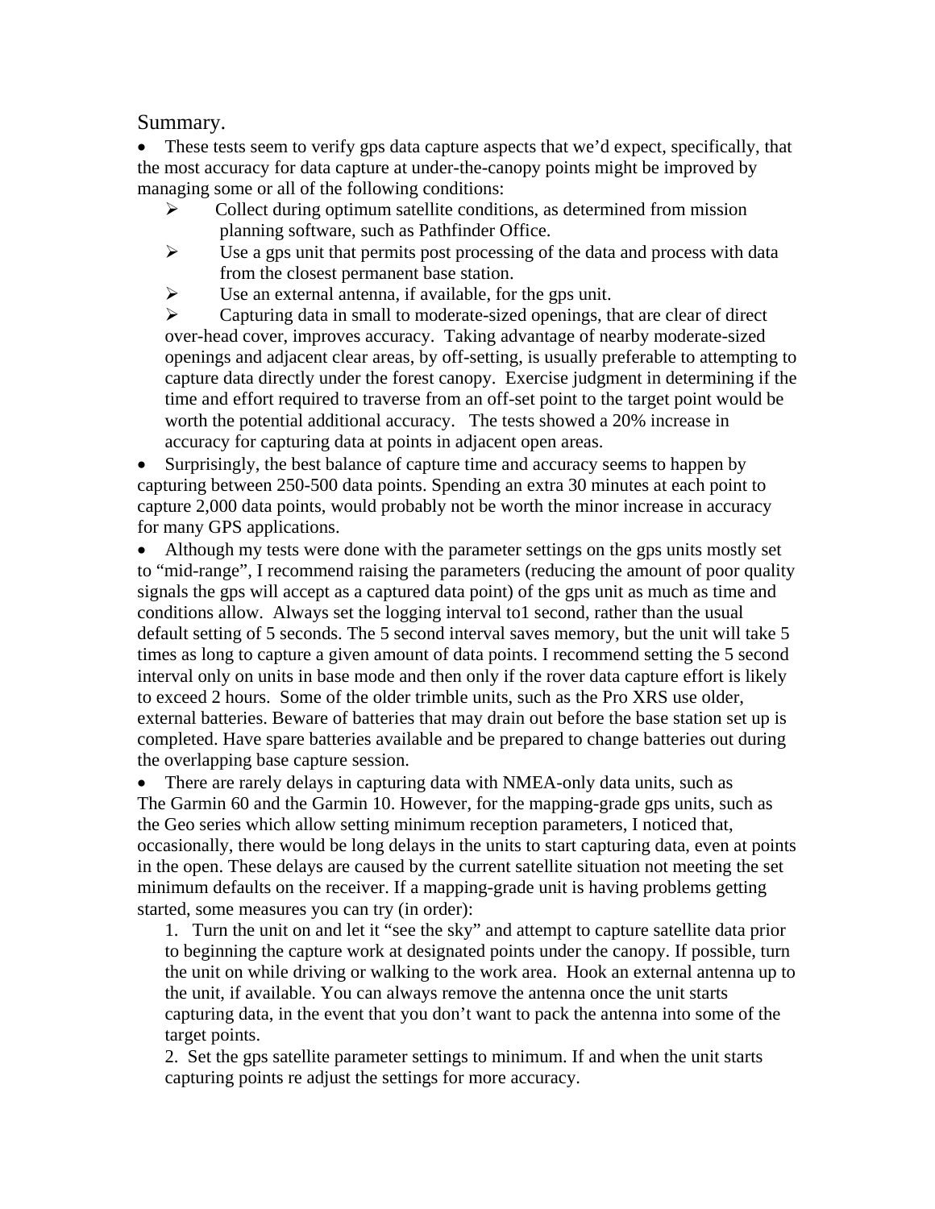# Summary.

- These tests seem to verify gps data capture aspects that we'd expect, specifically, that the most accuracy for data capture at under-the-canopy points might be improved by managing some or all of the following conditions:
  - Collect during optimum satellite conditions, as determined from mission planning software, such as Pathfinder Office.
  - Use a gps unit that permits post processing of the data and process with data from the closest permanent base station.
  - Use an external antenna, if available, for the gps unit.
  - Capturing data in small to moderate-sized openings, that are clear of direct over-head cover, improves accuracy. Taking advantage of nearby moderate-sized openings and adjacent clear areas, by off-setting, is usually preferable to attempting to capture data directly under the forest canopy. Exercise judgment in determining if the time and effort required to traverse from an off-set point to the target point would be worth the potential additional accuracy. The tests showed a 20% increase in accuracy for capturing data at points in adjacent open areas.
- Surprisingly, the best balance of capture time and accuracy seems to happen by capturing between 250-500 data points. Spending an extra 30 minutes at each point to capture 2,000 data points, would probably not be worth the minor increase in accuracy for many GPS applications.
- Although my tests were done with the parameter settings on the gps units mostly set to "mid-range", I recommend raising the parameters (reducing the amount of poor quality signals the gps will accept as a captured data point) of the gps unit as much as time and conditions allow. Always set the logging interval to1 second, rather than the usual default setting of 5 seconds. The 5 second interval saves memory, but the unit will take 5 times as long to capture a given amount of data points. I recommend setting the 5 second interval only on units in base mode and then only if the rover data capture effort is likely to exceed 2 hours. Some of the older trimble units, such as the Pro XRS use older, external batteries. Beware of batteries that may drain out before the base station set up is completed. Have spare batteries available and be prepared to change batteries out during the overlapping base capture session.
- There are rarely delays in capturing data with NMEA-only data units, such as The Garmin 60 and the Garmin 10. However, for the mapping-grade gps units, such as the Geo series which allow setting minimum reception parameters, I noticed that, occasionally, there would be long delays in the units to start capturing data, even at points in the open. These delays are caused by the current satellite situation not meeting the set minimum defaults on the receiver. If a mapping-grade unit is having problems getting started, some measures you can try (in order):
  1. Turn the unit on and let it "see the sky" and attempt to capture satellite data prior to beginning the capture work at designated points under the canopy. If possible, turn the unit on while driving or walking to the work area. Hook an external antenna up to the unit, if available. You can always remove the antenna once the unit starts capturing data, in the event that you don't want to pack the antenna into some of the target points.
  2. Set the gps satellite parameter settings to minimum. If and when the unit starts capturing points re adjust the settings for more accuracy.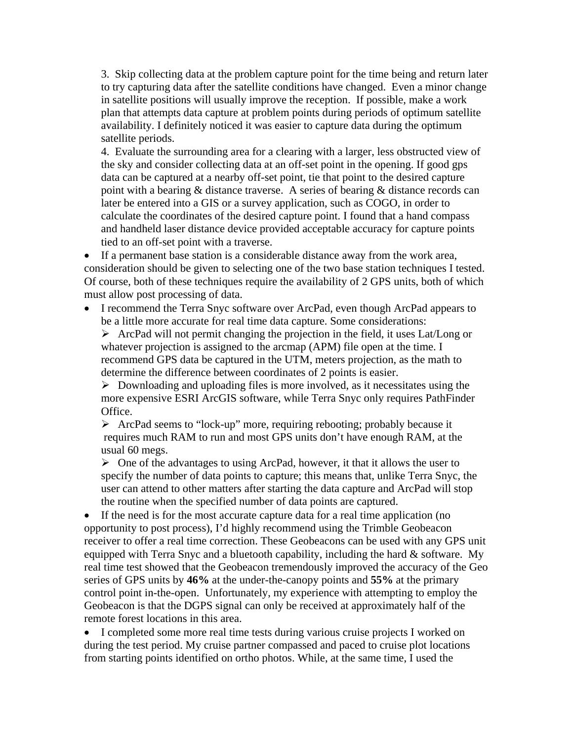3. Skip collecting data at the problem capture point for the time being and return later to try capturing data after the satellite conditions have changed. Even a minor change in satellite positions will usually improve the reception. If possible, make a work plan that attempts data capture at problem points during periods of optimum satellite availability. I definitely noticed it was easier to capture data during the optimum satellite periods.

4. Evaluate the surrounding area for a clearing with a larger, less obstructed view of the sky and consider collecting data at an off-set point in the opening. If good gps data can be captured at a nearby off-set point, tie that point to the desired capture point with a bearing & distance traverse. A series of bearing & distance records can later be entered into a GIS or a survey application, such as COGO, in order to calculate the coordinates of the desired capture point. I found that a hand compass and handheld laser distance device provided acceptable accuracy for capture points tied to an off-set point with a traverse.

- If a permanent base station is a considerable distance away from the work area, consideration should be given to selecting one of the two base station techniques I tested. Of course, both of these techniques require the availability of 2 GPS units, both of which must allow post processing of data.
- I recommend the Terra Snyc software over ArcPad, even though ArcPad appears to be a little more accurate for real time data capture. Some considerations:
  - ArcPad will not permit changing the projection in the field, it uses Lat/Long or whatever projection is assigned to the arcmap (APM) file open at the time. I recommend GPS data be captured in the UTM, meters projection, as the math to determine the difference between coordinates of 2 points is easier.
  - Downloading and uploading files is more involved, as it necessitates using the more expensive ESRI ArcGIS software, while Terra Snyc only requires PathFinder Office.
  - ArcPad seems to "lock-up" more, requiring rebooting; probably because it requires much RAM to run and most GPS units don't have enough RAM, at the usual 60 megs.
  - One of the advantages to using ArcPad, however, it that it allows the user to specify the number of data points to capture; this means that, unlike Terra Snyc, the user can attend to other matters after starting the data capture and ArcPad will stop the routine when the specified number of data points are captured.
- If the need is for the most accurate capture data for a real time application (no opportunity to post process), I'd highly recommend using the Trimble Geobeacon receiver to offer a real time correction. These Geobeacons can be used with any GPS unit equipped with Terra Snyc and a bluetooth capability, including the hard & software. My real time test showed that the Geobeacon tremendously improved the accuracy of the Geo series of GPS units by **46%** at the under-the-canopy points and **55%** at the primary control point in-the-open. Unfortunately, my experience with attempting to employ the Geobeacon is that the DGPS signal can only be received at approximately half of the remote forest locations in this area.
- I completed some more real time tests during various cruise projects I worked on during the test period. My cruise partner compassed and paced to cruise plot locations from starting points identified on ortho photos. While, at the same time, I used the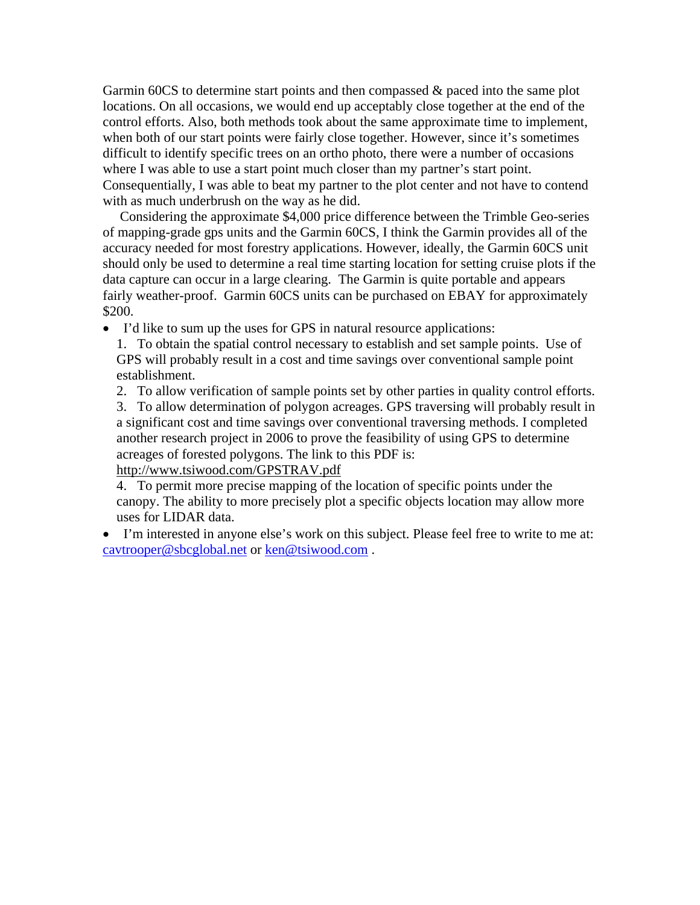Garmin 60CS to determine start points and then compassed & paced into the same plot locations. On all occasions, we would end up acceptably close together at the end of the control efforts. Also, both methods took about the same approximate time to implement, when both of our start points were fairly close together. However, since it's sometimes difficult to identify specific trees on an ortho photo, there were a number of occasions where I was able to use a start point much closer than my partner's start point. Consequentially, I was able to beat my partner to the plot center and not have to contend with as much underbrush on the way as he did.

Considering the approximate $4,000 price difference between the Trimble Geo-series of mapping-grade gps units and the Garmin 60CS, I think the Garmin provides all of the accuracy needed for most forestry applications. However, ideally, the Garmin 60CS unit should only be used to determine a real time starting location for setting cruise plots if the data capture can occur in a large clearing. The Garmin is quite portable and appears fairly weather-proof. Garmin 60CS units can be purchased on EBAY for approximately $200.

- I'd like to sum up the uses for GPS in natural resource applications:

  1. To obtain the spatial control necessary to establish and set sample points. Use of GPS will probably result in a cost and time savings over conventional sample point establishment.
  2. To allow verification of sample points set by other parties in quality control efforts.
  3. To allow determination of polygon acreages. GPS traversing will probably result in a significant cost and time savings over conventional traversing methods. I completed another research project in 2006 to prove the feasibility of using GPS to determine acreages of forested polygons. The link to this PDF is: http://www.tsiwood.com/GPSTRAV.pdf
  4. To permit more precise mapping of the location of specific points under the canopy. The ability to more precisely plot a specific objects location may allow more uses for LIDAR data.

- I'm interested in anyone else's work on this subject. Please feel free to write to me at: cavtrooper@sbcglobal.net or ken@tsiwood.com .